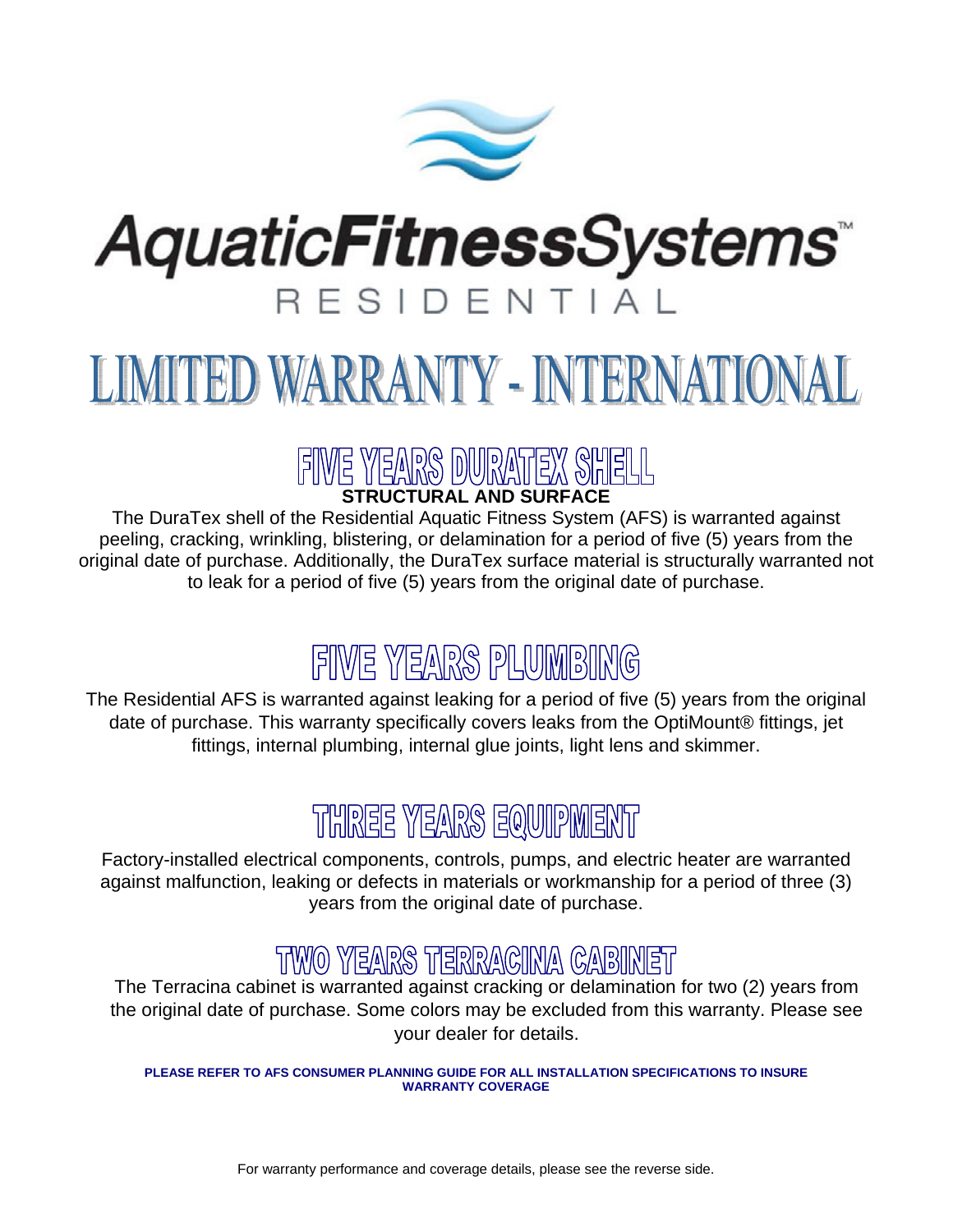# AquaticFitnessSystems™ RESIDENTIAL

# LIMITED WARRANTY - INTERNATIONAL

## FIVE YEARS DURATEX SHELL

**STRUCTURAL AND SURFACE**

The DuraTex shell of the Residential Aquatic Fitness System (AFS) is warranted against peeling, cracking, wrinkling, blistering, or delamination for a period of five (5) years from the original date of purchase. Additionally, the DuraTex surface material is structurally warranted not to leak for a period of five (5) years from the original date of purchase.

## FIVE YEARS PLUMBING

The Residential AFS is warranted against leaking for a period of five (5) years from the original date of purchase. This warranty specifically covers leaks from the OptiMount® fittings, jet fittings, internal plumbing, internal glue joints, light lens and skimmer.

## THREE YEARS EQUIPMENT

Factory-installed electrical components, controls, pumps, and electric heater are warranted against malfunction, leaking or defects in materials or workmanship for a period of three (3) years from the original date of purchase.

## TWO YEARS TERRACINA CABINET

The Terracina cabinet is warranted against cracking or delamination for two (2) years from the original date of purchase. Some colors may be excluded from this warranty. Please see your dealer for details.

**PLEASE REFER TO AFS CONSUMER PLANNING GUIDE FOR ALL INSTALLATION SPECIFICATIONS TO INSURE WARRANTY COVERAGE**

For warranty performance and coverage details, please see the reverse side.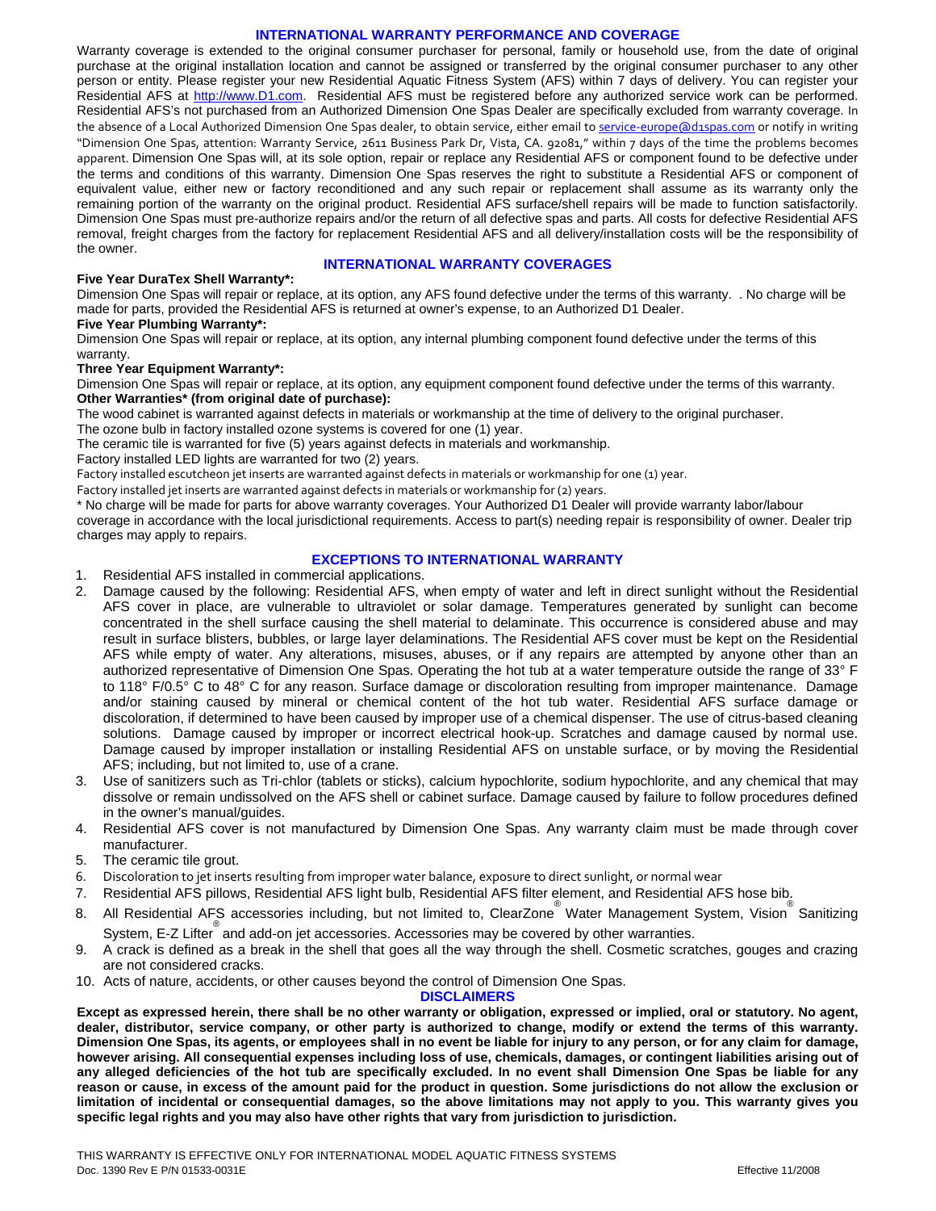## INTERNATIONAL WARRANTY PERFORMANCE AND COVERAGE

Warranty coverage is extended to the original consumer purchaser for personal, family or household use, from the date of original purchase at the original installation location and cannot be assigned or transferred by the original consumer purchaser to any other person or entity. Please register your new Residential Aquatic Fitness System (AFS) within 7 days of delivery. You can register your Residential AFS at http://www.D1.com. Residential AFS must be registered before any authorized service work can be performed. Residential AFS's not purchased from an Authorized Dimension One Spas Dealer are specifically excluded from warranty coverage. In the absence of a Local Authorized Dimension One Spas dealer, to obtain service, either email to service-europe@d1spas.com or notify in writing "Dimension One Spas, attention: Warranty Service, 2611 Business Park Dr, Vista, CA. 92081," within 7 days of the time the problems becomes apparent. Dimension One Spas will, at its sole option, repair or replace any Residential AFS or component found to be defective under the terms and conditions of this warranty. Dimension One Spas reserves the right to substitute a Residential AFS or component of equivalent value, either new or factory reconditioned and any such repair or replacement shall assume as its warranty only the remaining portion of the warranty on the original product. Residential AFS surface/shell repairs will be made to function satisfactorily. Dimension One Spas must pre-authorize repairs and/or the return of all defective spas and parts. All costs for defective Residential AFS removal, freight charges from the factory for replacement Residential AFS and all delivery/installation costs will be the responsibility of the owner.

## INTERNATIONAL WARRANTY COVERAGES

**Five Year DuraTex Shell Warranty*:**

Dimension One Spas will repair or replace, at its option, any AFS found defective under the terms of this warranty. . No charge will be made for parts, provided the Residential AFS is returned at owner's expense, to an Authorized D1 Dealer.

**Five Year Plumbing Warranty*:**

Dimension One Spas will repair or replace, at its option, any internal plumbing component found defective under the terms of this warranty.

**Three Year Equipment Warranty*:**

Dimension One Spas will repair or replace, at its option, any equipment component found defective under the terms of this warranty.

**Other Warranties* (from original date of purchase):**

The wood cabinet is warranted against defects in materials or workmanship at the time of delivery to the original purchaser.

The ozone bulb in factory installed ozone systems is covered for one (1) year.

The ceramic tile is warranted for five (5) years against defects in materials and workmanship.

Factory installed LED lights are warranted for two (2) years.

Factory installed escutcheon jet inserts are warranted against defects in materials or workmanship for one (1) year.

Factory installed jet inserts are warranted against defects in materials or workmanship for (2) years.

\* No charge will be made for parts for above warranty coverages. Your Authorized D1 Dealer will provide warranty labor/labour coverage in accordance with the local jurisdictional requirements. Access to part(s) needing repair is responsibility of owner. Dealer trip charges may apply to repairs.

## EXCEPTIONS TO INTERNATIONAL WARRANTY

1. Residential AFS installed in commercial applications.
2. Damage caused by the following: Residential AFS, when empty of water and left in direct sunlight without the Residential AFS cover in place, are vulnerable to ultraviolet or solar damage. Temperatures generated by sunlight can become concentrated in the shell surface causing the shell material to delaminate. This occurrence is considered abuse and may result in surface blisters, bubbles, or large layer delaminations. The Residential AFS cover must be kept on the Residential AFS while empty of water. Any alterations, misuses, abuses, or if any repairs are attempted by anyone other than an authorized representative of Dimension One Spas. Operating the hot tub at a water temperature outside the range of 33° F to 118° F/0.5° C to 48° C for any reason. Surface damage or discoloration resulting from improper maintenance. Damage and/or staining caused by mineral or chemical content of the hot tub water. Residential AFS surface damage or discoloration, if determined to have been caused by improper use of a chemical dispenser. The use of citrus-based cleaning solutions. Damage caused by improper or incorrect electrical hook-up. Scratches and damage caused by normal use. Damage caused by improper installation or installing Residential AFS on unstable surface, or by moving the Residential AFS; including, but not limited to, use of a crane.
3. Use of sanitizers such as Tri-chlor (tablets or sticks), calcium hypochlorite, sodium hypochlorite, and any chemical that may dissolve or remain undissolved on the AFS shell or cabinet surface. Damage caused by failure to follow procedures defined in the owner's manual/guides.
4. Residential AFS cover is not manufactured by Dimension One Spas. Any warranty claim must be made through cover manufacturer.
5. The ceramic tile grout.
6. Discoloration to jet inserts resulting from improper water balance, exposure to direct sunlight, or normal wear
7. Residential AFS pillows, Residential AFS light bulb, Residential AFS filter element, and Residential AFS hose bib.
8. All Residential AFS accessories including, but not limited to, ClearZone® Water Management System, Vision® Sanitizing System, E-Z Lifter® and add-on jet accessories. Accessories may be covered by other warranties.
9. A crack is defined as a break in the shell that goes all the way through the shell. Cosmetic scratches, gouges and crazing are not considered cracks.
10. Acts of nature, accidents, or other causes beyond the control of Dimension One Spas.

## DISCLAIMERS

**Except as expressed herein, there shall be no other warranty or obligation, expressed or implied, oral or statutory. No agent, dealer, distributor, service company, or other party is authorized to change, modify or extend the terms of this warranty. Dimension One Spas, its agents, or employees shall in no event be liable for injury to any person, or for any claim for damage, however arising. All consequential expenses including loss of use, chemicals, damages, or contingent liabilities arising out of any alleged deficiencies of the hot tub are specifically excluded. In no event shall Dimension One Spas be liable for any reason or cause, in excess of the amount paid for the product in question. Some jurisdictions do not allow the exclusion or limitation of incidental or consequential damages, so the above limitations may not apply to you. This warranty gives you specific legal rights and you may also have other rights that vary from jurisdiction to jurisdiction.**

THIS WARRANTY IS EFFECTIVE ONLY FOR INTERNATIONAL MODEL AQUATIC FITNESS SYSTEMS

Doc. 1390 Rev E P/N 01533-0031E

Effective 11/2008